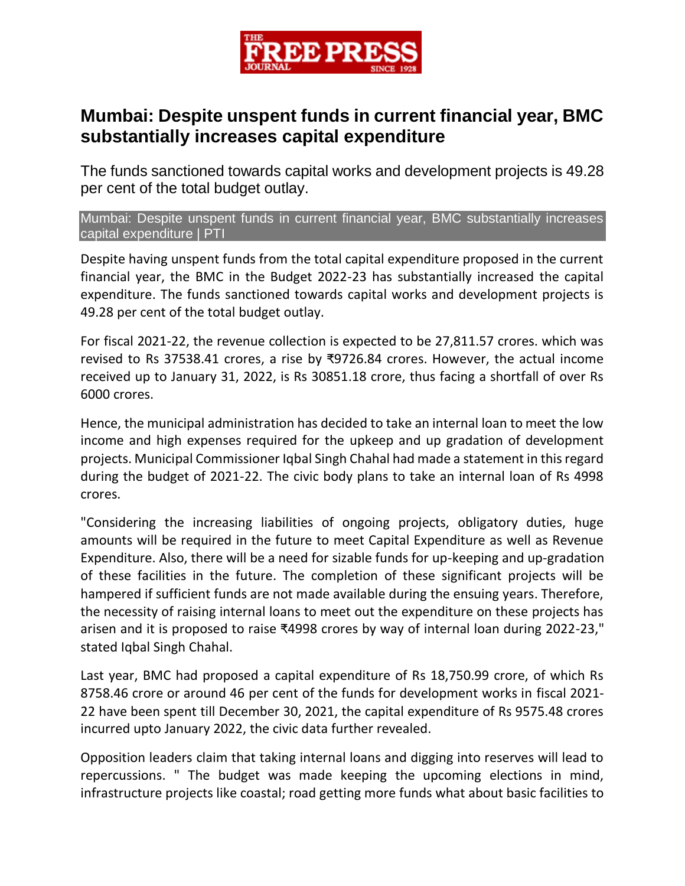# Mumbai: Despite unspent funds in current financial year, BMC substantially increases capital expenditure

The funds sanctioned towards capital works and development projects is 49.28 per cent of the total budget outlay.

Mumbai: Despite unspent funds in current financial year, BMC substantially increases capital expenditure | PTI

Despite having unspent funds from the total capital expenditure proposed in the current financial year, the BMC in the Budget 2022-23 has substantially increased the capital expenditure. The funds sanctioned towards capital works and development projects is 49.28 per cent of the total budget outlay.

For fiscal 2021-22, the revenue collection is expected to be 27,811.57 crores. which was revised to Rs 37538.41 crores, a rise by ₹9726.84 crores. However, the actual income received up to January 31, 2022, is Rs 30851.18 crore, thus facing a shortfall of over Rs 6000 crores.

Hence, the municipal administration has decided to take an internal loan to meet the low income and high expenses required for the upkeep and up gradation of development projects. Municipal Commissioner Iqbal Singh Chahal had made a statement in this regard during the budget of 2021-22. The civic body plans to take an internal loan of Rs 4998 crores.

"Considering the increasing liabilities of ongoing projects, obligatory duties, huge amounts will be required in the future to meet Capital Expenditure as well as Revenue Expenditure. Also, there will be a need for sizable funds for up-keeping and up-gradation of these facilities in the future. The completion of these significant projects will be hampered if sufficient funds are not made available during the ensuing years. Therefore, the necessity of raising internal loans to meet out the expenditure on these projects has arisen and it is proposed to raise ₹4998 crores by way of internal loan during 2022-23," stated Iqbal Singh Chahal.

Last year, BMC had proposed a capital expenditure of Rs 18,750.99 crore, of which Rs 8758.46 crore or around 46 per cent of the funds for development works in fiscal 2021-22 have been spent till December 30, 2021, the capital expenditure of Rs 9575.48 crores incurred upto January 2022, the civic data further revealed.

Opposition leaders claim that taking internal loans and digging into reserves will lead to repercussions. " The budget was made keeping the upcoming elections in mind, infrastructure projects like coastal; road getting more funds what about basic facilities to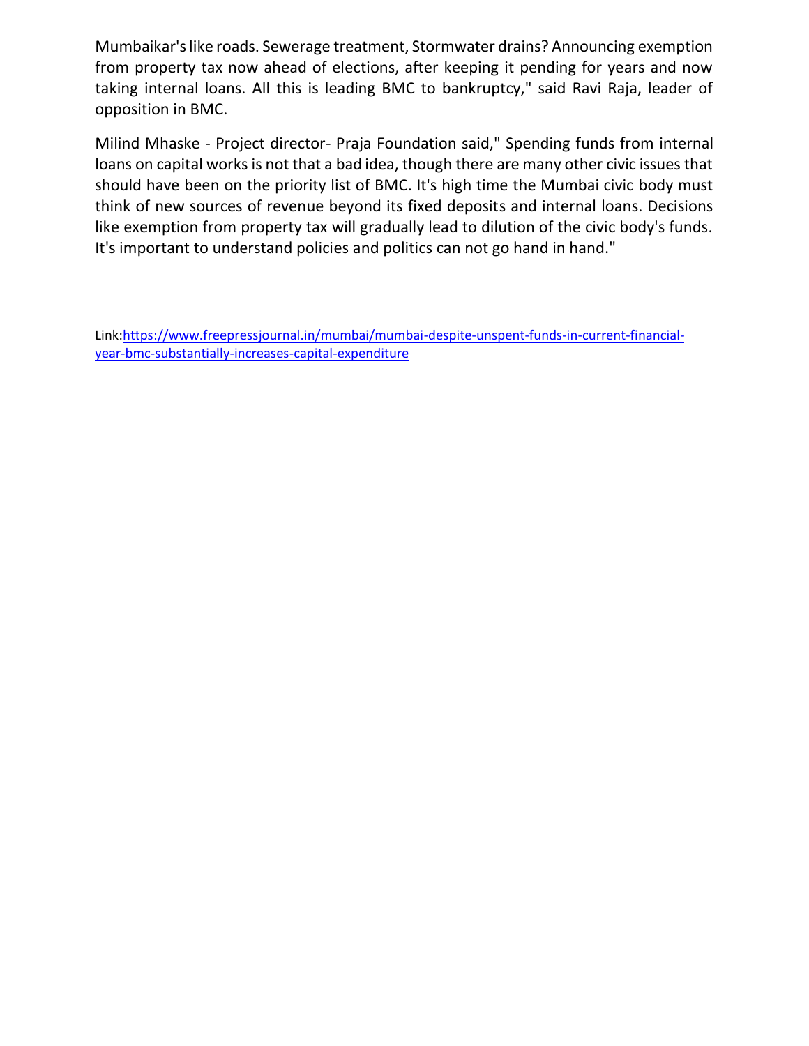Mumbaikar's like roads. Sewerage treatment, Stormwater drains? Announcing exemption from property tax now ahead of elections, after keeping it pending for years and now taking internal loans. All this is leading BMC to bankruptcy," said Ravi Raja, leader of opposition in BMC.

Milind Mhaske - Project director- Praja Foundation said," Spending funds from internal loans on capital works is not that a bad idea, though there are many other civic issues that should have been on the priority list of BMC. It's high time the Mumbai civic body must think of new sources of revenue beyond its fixed deposits and internal loans. Decisions like exemption from property tax will gradually lead to dilution of the civic body's funds. It's important to understand policies and politics can not go hand in hand."

Link:[https://www.freepressjournal.in/mumbai/mumbai-despite-unspent-funds-in-current-financial-year-bmc-substantially-increases-capital-expenditure](https://www.freepressjournal.in/mumbai/mumbai-despite-unspent-funds-in-current-financial-year-bmc-substantially-increases-capital-expenditure)